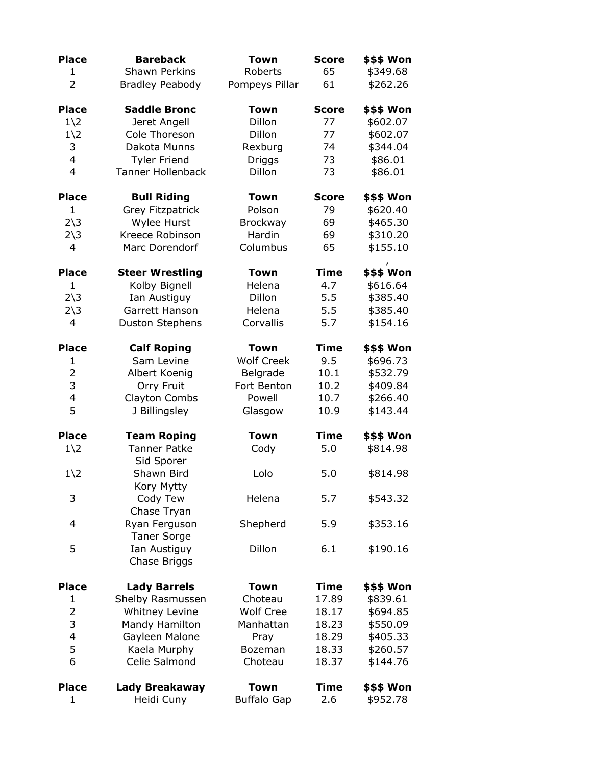| Place | Bareback | Town | Score | $$$ Won |
|---|---|---|---|---|
| 1 | Shawn Perkins | Roberts | 65 | $349.68 |
| 2 | Bradley Peabody | Pompeys Pillar | 61 | $262.26 |

| Place | Saddle Bronc | Town | Score | $$$ Won |
|---|---|---|---|---|
| 1\2 | Jeret Angell | Dillon | 77 | $602.07 |
| 1\2 | Cole Thoreson | Dillon | 77 | $602.07 |
| 3 | Dakota Munns | Rexburg | 74 | $344.04 |
| 4 | Tyler Friend | Driggs | 73 | $86.01 |
| 4 | Tanner Hollenback | Dillon | 73 | $86.01 |

| Place | Bull Riding | Town | Score | $$$ Won |
|---|---|---|---|---|
| 1 | Grey Fitzpatrick | Polson | 79 | $620.40 |
| 2\3 | Wylee Hurst | Brockway | 69 | $465.30 |
| 2\3 | Kreece Robinson | Hardin | 69 | $310.20 |
| 4 | Marc Dorendorf | Columbus | 65 | $155.10 |

| Place | Steer Wrestling | Town | Time | $$$ Won |
|---|---|---|---|---|
| 1 | Kolby Bignell | Helena | 4.7 | $616.64 |
| 2\3 | Ian Austiguy | Dillon | 5.5 | $385.40 |
| 2\3 | Garrett Hanson | Helena | 5.5 | $385.40 |
| 4 | Duston Stephens | Corvallis | 5.7 | $154.16 |

| Place | Calf Roping | Town | Time | $$$ Won |
|---|---|---|---|---|
| 1 | Sam Levine | Wolf Creek | 9.5 | $696.73 |
| 2 | Albert Koenig | Belgrade | 10.1 | $532.79 |
| 3 | Orry Fruit | Fort Benton | 10.2 | $409.84 |
| 4 | Clayton Combs | Powell | 10.7 | $266.40 |
| 5 | J Billingsley | Glasgow | 10.9 | $143.44 |

| Place | Team Roping | Town | Time | $$$ Won |
|---|---|---|---|---|
| 1\2 | Tanner Patke<br>Sid Sporer | Cody | 5.0 | $814.98 |
| 1\2 | Shawn Bird<br>Kory Mytty | Lolo | 5.0 | $814.98 |
| 3 | Cody Tew<br>Chase Tryan | Helena | 5.7 | $543.32 |
| 4 | Ryan Ferguson<br>Taner Sorge | Shepherd | 5.9 | $353.16 |
| 5 | Ian Austiguy<br>Chase Briggs | Dillon | 6.1 | $190.16 |

| Place | Lady Barrels | Town | Time | $$$ Won |
|---|---|---|---|---|
| 1 | Shelby Rasmussen | Choteau | 17.89 | $839.61 |
| 2 | Whitney Levine | Wolf Cree | 18.17 | $694.85 |
| 3 | Mandy Hamilton | Manhattan | 18.23 | $550.09 |
| 4 | Gayleen Malone | Pray | 18.29 | $405.33 |
| 5 | Kaela Murphy | Bozeman | 18.33 | $260.57 |
| 6 | Celie Salmond | Choteau | 18.37 | $144.76 |

| Place | Lady Breakaway | Town | Time | $$$ Won |
|---|---|---|---|---|
| 1 | Heidi Cuny | Buffalo Gap | 2.6 | $952.78 |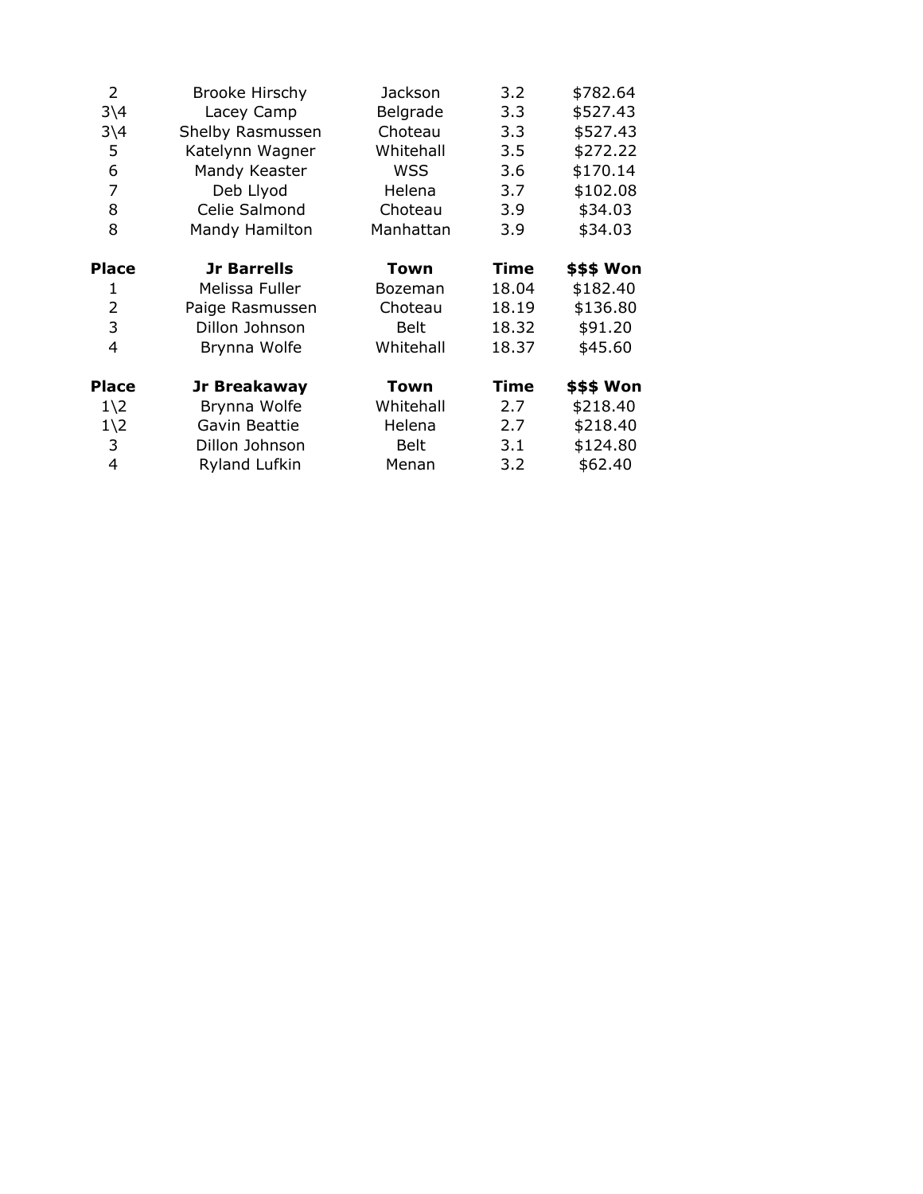| | | | | |
|---|---|---|---|---|
| 2 | Brooke Hirschy | Jackson | 3.2 | $782.64 |
| 3\4 | Lacey Camp | Belgrade | 3.3 | $527.43 |
| 3\4 | Shelby Rasmussen | Choteau | 3.3 | $527.43 |
| 5 | Katelynn Wagner | Whitehall | 3.5 | $272.22 |
| 6 | Mandy Keaster | WSS | 3.6 | $170.14 |
| 7 | Deb Llyod | Helena | 3.7 | $102.08 |
| 8 | Celie Salmond | Choteau | 3.9 | $34.03 |
| 8 | Mandy Hamilton | Manhattan | 3.9 | $34.03 |

| **Place** | **Jr Barrells** | **Town** | **Time** | **$$$ Won** |
|---|---|---|---|---|
| 1 | Melissa Fuller | Bozeman | 18.04 | $182.40 |
| 2 | Paige Rasmussen | Choteau | 18.19 | $136.80 |
| 3 | Dillon Johnson | Belt | 18.32 | $91.20 |
| 4 | Brynna Wolfe | Whitehall | 18.37 | $45.60 |

| **Place** | **Jr Breakaway** | **Town** | **Time** | **$$$ Won** |
|---|---|---|---|---|
| 1\2 | Brynna Wolfe | Whitehall | 2.7 | $218.40 |
| 1\2 | Gavin Beattie | Helena | 2.7 | $218.40 |
| 3 | Dillon Johnson | Belt | 3.1 | $124.80 |
| 4 | Ryland Lufkin | Menan | 3.2 | $62.40 |